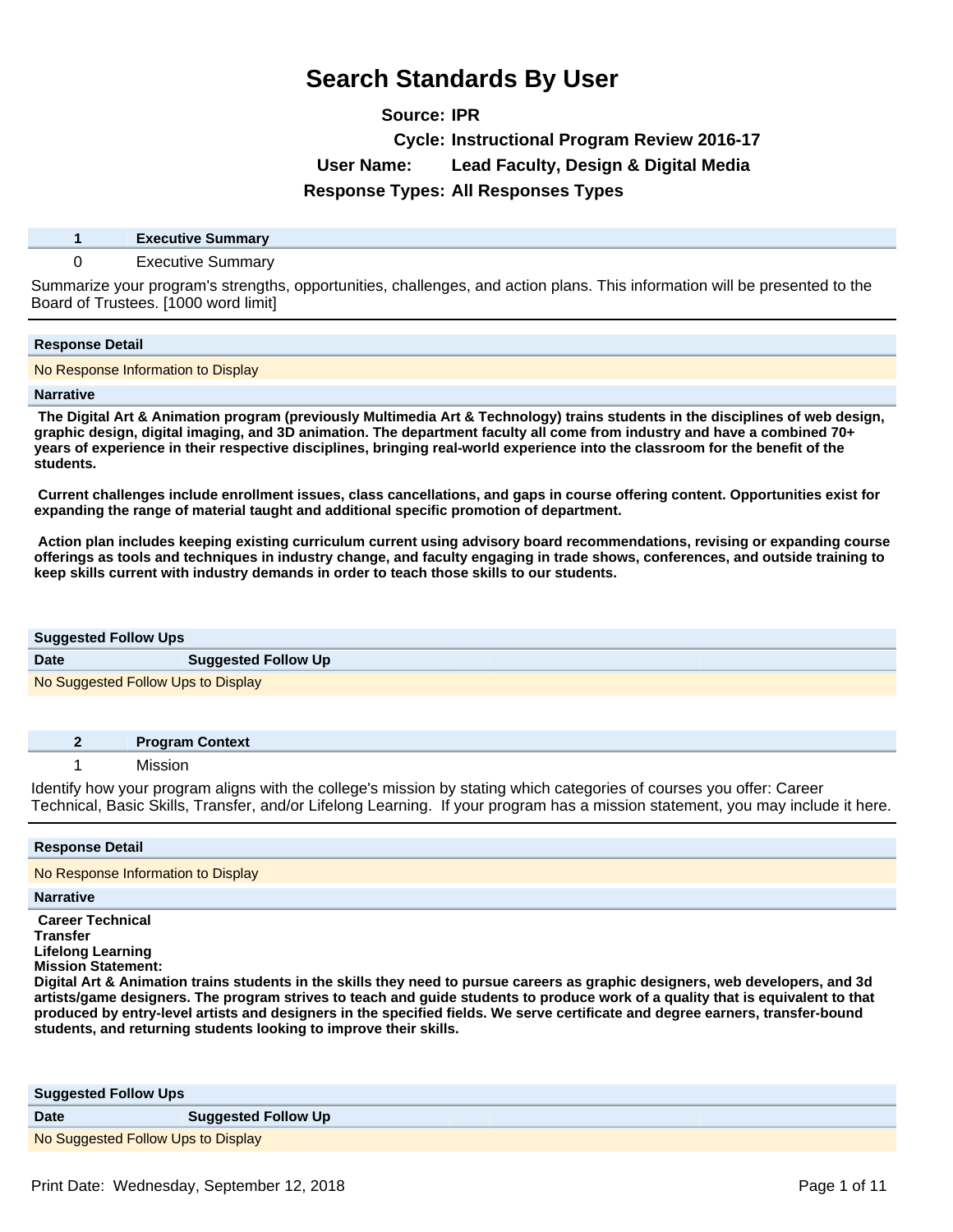# Search Standards By User

**Source:** IPR
**Cycle:** Instructional Program Review 2016-17
**User Name:** Lead Faculty, Design & Digital Media
**Response Types:** All Responses Types

## 1 Executive Summary

0 Executive Summary

Summarize your program's strengths, opportunities, challenges, and action plans. This information will be presented to the Board of Trustees. [1000 word limit]

**Response Detail**

No Response Information to Display

**Narrative**

**The Digital Art & Animation program (previously Multimedia Art & Technology) trains students in the disciplines of web design, graphic design, digital imaging, and 3D animation. The department faculty all come from industry and have a combined 70+ years of experience in their respective disciplines, bringing real-world experience into the classroom for the benefit of the students.**

**Current challenges include enrollment issues, class cancellations, and gaps in course offering content. Opportunities exist for expanding the range of material taught and additional specific promotion of department.**

**Action plan includes keeping existing curriculum current using advisory board recommendations, revising or expanding course offerings as tools and techniques in industry change, and faculty engaging in trade shows, conferences, and outside training to keep skills current with industry demands in order to teach those skills to our students.**

**Suggested Follow Ups**

| Date | Suggested Follow Up |
| --- | --- |
| No Suggested Follow Ups to Display | |

## 2 Program Context

1 Mission

Identify how your program aligns with the college's mission by stating which categories of courses you offer: Career Technical, Basic Skills, Transfer, and/or Lifelong Learning. If your program has a mission statement, you may include it here.

**Response Detail**

No Response Information to Display

**Narrative**

**Career Technical**
**Transfer**
**Lifelong Learning**
**Mission Statement:**
**Digital Art & Animation trains students in the skills they need to pursue careers as graphic designers, web developers, and 3d artists/game designers. The program strives to teach and guide students to produce work of a quality that is equivalent to that produced by entry-level artists and designers in the specified fields. We serve certificate and degree earners, transfer-bound students, and returning students looking to improve their skills.**

**Suggested Follow Ups**

| Date | Suggested Follow Up |
| --- | --- |
| No Suggested Follow Ups to Display | |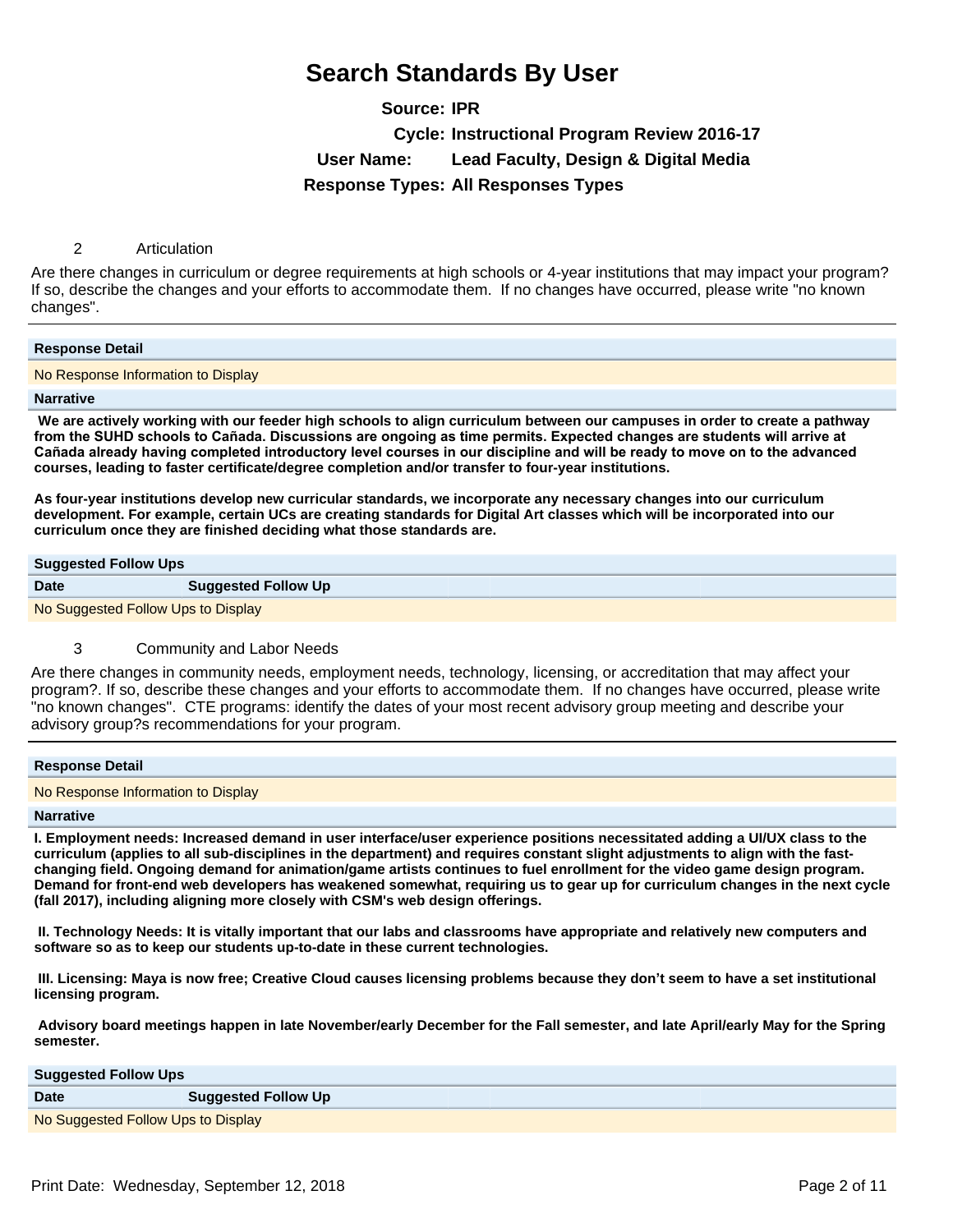# Search Standards By User

**Source:** IPR

**Cycle:** Instructional Program Review 2016-17

**User Name:** Lead Faculty, Design & Digital Media

**Response Types:** All Responses Types

## 2 Articulation

Are there changes in curriculum or degree requirements at high schools or 4-year institutions that may impact your program? If so, describe the changes and your efforts to accommodate them. If no changes have occurred, please write "no known changes".

| Response Detail |
|---|
| No Response Information to Display |

**Narrative**

**We are actively working with our feeder high schools to align curriculum between our campuses in order to create a pathway from the SUHD schools to Cañada. Discussions are ongoing as time permits. Expected changes are students will arrive at Cañada already having completed introductory level courses in our discipline and will be ready to move on to the advanced courses, leading to faster certificate/degree completion and/or transfer to four-year institutions.**

**As four-year institutions develop new curricular standards, we incorporate any necessary changes into our curriculum development. For example, certain UCs are creating standards for Digital Art classes which will be incorporated into our curriculum once they are finished deciding what those standards are.**

**Suggested Follow Ups**

| Date | Suggested Follow Up |
|---|---|
| No Suggested Follow Ups to Display | |

## 3 Community and Labor Needs

Are there changes in community needs, employment needs, technology, licensing, or accreditation that may affect your program?. If so, describe these changes and your efforts to accommodate them. If no changes have occurred, please write "no known changes". CTE programs: identify the dates of your most recent advisory group meeting and describe your advisory group?s recommendations for your program.

| Response Detail |
|---|
| No Response Information to Display |

**Narrative**

**I. Employment needs: Increased demand in user interface/user experience positions necessitated adding a UI/UX class to the curriculum (applies to all sub-disciplines in the department) and requires constant slight adjustments to align with the fast-changing field. Ongoing demand for animation/game artists continues to fuel enrollment for the video game design program. Demand for front-end web developers has weakened somewhat, requiring us to gear up for curriculum changes in the next cycle (fall 2017), including aligning more closely with CSM's web design offerings.**

**II. Technology Needs: It is vitally important that our labs and classrooms have appropriate and relatively new computers and software so as to keep our students up-to-date in these current technologies.**

**III. Licensing: Maya is now free; Creative Cloud causes licensing problems because they don't seem to have a set institutional licensing program.**

**Advisory board meetings happen in late November/early December for the Fall semester, and late April/early May for the Spring semester.**

**Suggested Follow Ups**

| Date | Suggested Follow Up |
|---|---|
| No Suggested Follow Ups to Display | |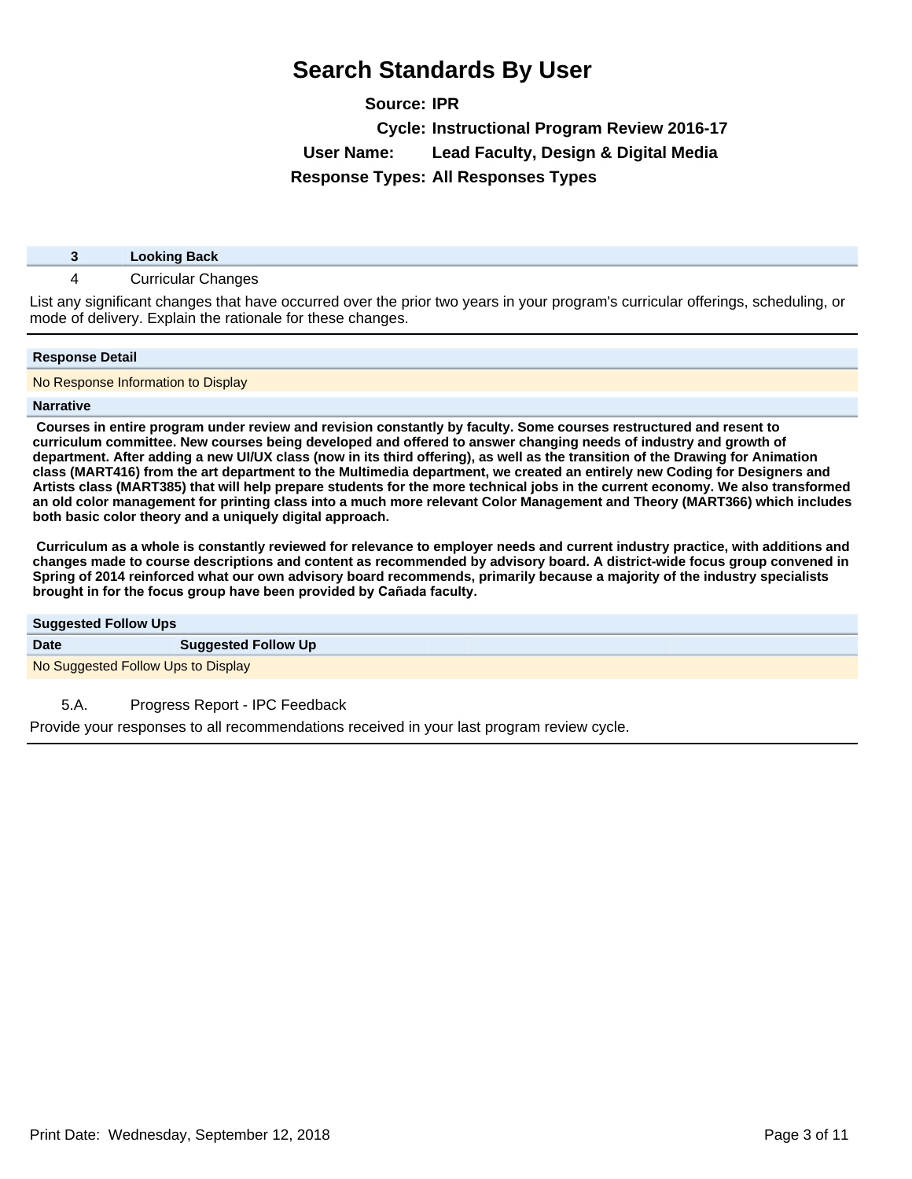# Search Standards By User

**Source:** IPR

**Cycle:** Instructional Program Review 2016-17

**User Name:** Lead Faculty, Design & Digital Media

**Response Types:** All Responses Types

| **3** | **Looking Back** |
|---|---|
| 4 | Curricular Changes |

List any significant changes that have occurred over the prior two years in your program's curricular offerings, scheduling, or mode of delivery. Explain the rationale for these changes.

**Response Detail**

No Response Information to Display

**Narrative**

**Courses in entire program under review and revision constantly by faculty. Some courses restructured and resent to curriculum committee. New courses being developed and offered to answer changing needs of industry and growth of department. After adding a new UI/UX class (now in its third offering), as well as the transition of the Drawing for Animation class (MART416) from the art department to the Multimedia department, we created an entirely new Coding for Designers and Artists class (MART385) that will help prepare students for the more technical jobs in the current economy. We also transformed an old color management for printing class into a much more relevant Color Management and Theory (MART366) which includes both basic color theory and a uniquely digital approach.**

**Curriculum as a whole is constantly reviewed for relevance to employer needs and current industry practice, with additions and changes made to course descriptions and content as recommended by advisory board. A district-wide focus group convened in Spring of 2014 reinforced what our own advisory board recommends, primarily because a majority of the industry specialists brought in for the focus group have been provided by Cañada faculty.**

**Suggested Follow Ups**

| Date | Suggested Follow Up |
|---|---|
| No Suggested Follow Ups to Display | |

5.A. Progress Report - IPC Feedback

Provide your responses to all recommendations received in your last program review cycle.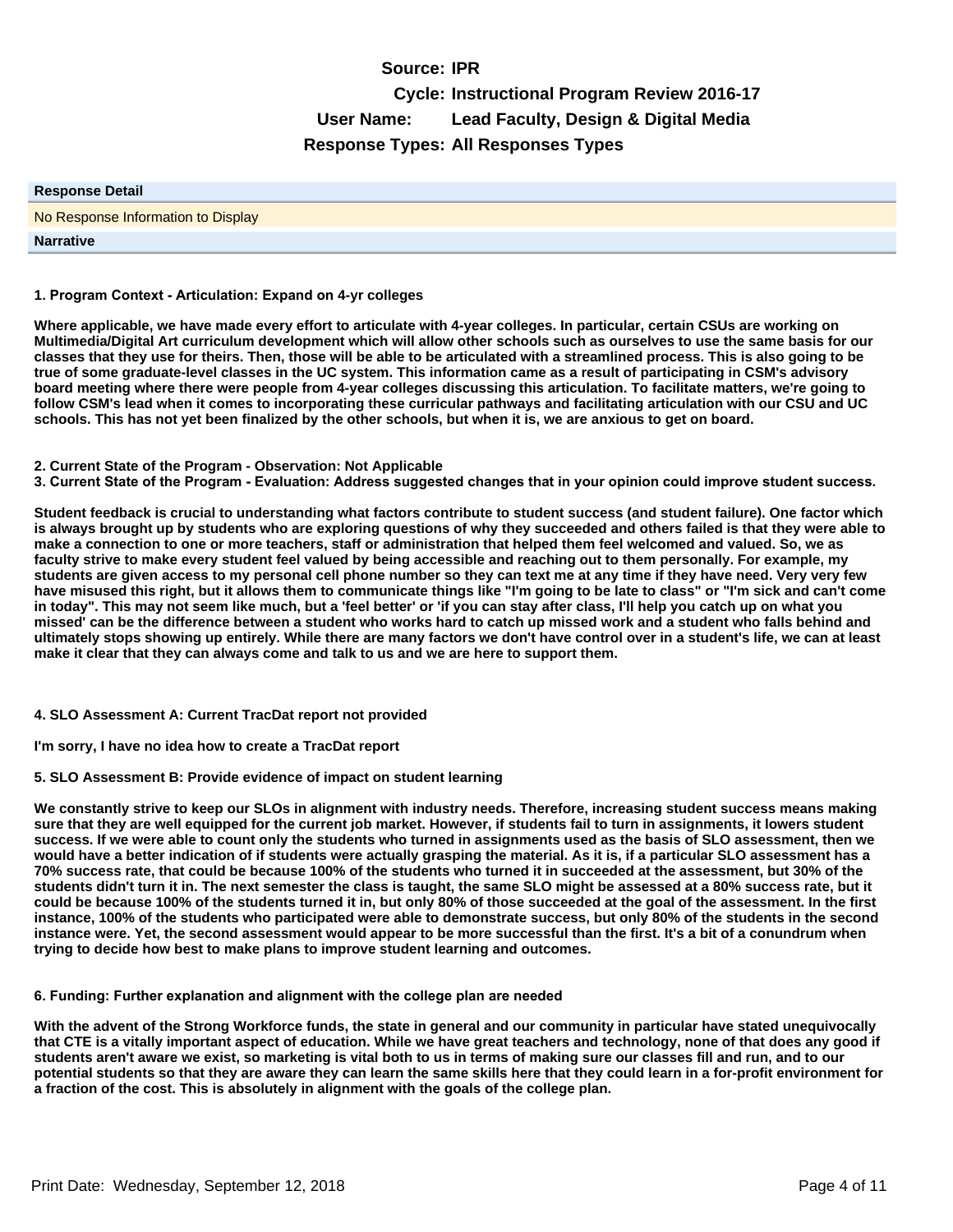**Source:** IPR

**Cycle:** Instructional Program Review 2016-17

**User Name:** Lead Faculty, Design & Digital Media

**Response Types:** All Responses Types

**Response Detail**

No Response Information to Display

**Narrative**

**1. Program Context - Articulation: Expand on 4-yr colleges**

**Where applicable, we have made every effort to articulate with 4-year colleges. In particular, certain CSUs are working on Multimedia/Digital Art curriculum development which will allow other schools such as ourselves to use the same basis for our classes that they use for theirs. Then, those will be able to be articulated with a streamlined process. This is also going to be true of some graduate-level classes in the UC system. This information came as a result of participating in CSM's advisory board meeting where there were people from 4-year colleges discussing this articulation. To facilitate matters, we're going to follow CSM's lead when it comes to incorporating these curricular pathways and facilitating articulation with our CSU and UC schools. This has not yet been finalized by the other schools, but when it is, we are anxious to get on board.**

**2. Current State of the Program - Observation: Not Applicable**

**3. Current State of the Program - Evaluation: Address suggested changes that in your opinion could improve student success.**

**Student feedback is crucial to understanding what factors contribute to student success (and student failure). One factor which is always brought up by students who are exploring questions of why they succeeded and others failed is that they were able to make a connection to one or more teachers, staff or administration that helped them feel welcomed and valued. So, we as faculty strive to make every student feel valued by being accessible and reaching out to them personally. For example, my students are given access to my personal cell phone number so they can text me at any time if they have need. Very very few have misused this right, but it allows them to communicate things like "I'm going to be late to class" or "I'm sick and can't come in today". This may not seem like much, but a 'feel better' or 'if you can stay after class, I'll help you catch up on what you missed' can be the difference between a student who works hard to catch up missed work and a student who falls behind and ultimately stops showing up entirely. While there are many factors we don't have control over in a student's life, we can at least make it clear that they can always come and talk to us and we are here to support them.**

**4. SLO Assessment A: Current TracDat report not provided**

**I'm sorry, I have no idea how to create a TracDat report**

**5. SLO Assessment B: Provide evidence of impact on student learning**

**We constantly strive to keep our SLOs in alignment with industry needs. Therefore, increasing student success means making sure that they are well equipped for the current job market. However, if students fail to turn in assignments, it lowers student success. If we were able to count only the students who turned in assignments used as the basis of SLO assessment, then we would have a better indication of if students were actually grasping the material. As it is, if a particular SLO assessment has a 70% success rate, that could be because 100% of the students who turned it in succeeded at the assessment, but 30% of the students didn't turn it in. The next semester the class is taught, the same SLO might be assessed at a 80% success rate, but it could be because 100% of the students turned it in, but only 80% of those succeeded at the goal of the assessment. In the first instance, 100% of the students who participated were able to demonstrate success, but only 80% of the students in the second instance were. Yet, the second assessment would appear to be more successful than the first. It's a bit of a conundrum when trying to decide how best to make plans to improve student learning and outcomes.**

**6. Funding: Further explanation and alignment with the college plan are needed**

**With the advent of the Strong Workforce funds, the state in general and our community in particular have stated unequivocally that CTE is a vitally important aspect of education. While we have great teachers and technology, none of that does any good if students aren't aware we exist, so marketing is vital both to us in terms of making sure our classes fill and run, and to our potential students so that they are aware they can learn the same skills here that they could learn in a for-profit environment for a fraction of the cost. This is absolutely in alignment with the goals of the college plan.**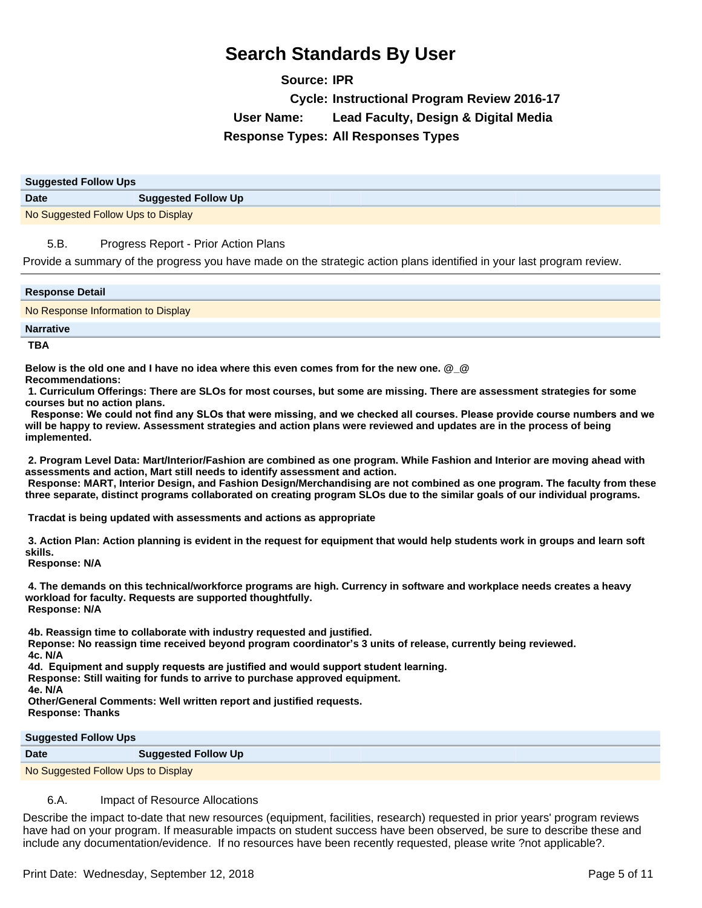# Search Standards By User

**Source:** IPR
**Cycle:** Instructional Program Review 2016-17
**User Name:** Lead Faculty, Design & Digital Media
**Response Types:** All Responses Types

**Suggested Follow Ups**

| Date | Suggested Follow Up |
|---|---|
| No Suggested Follow Ups to Display | |

5.B. Progress Report - Prior Action Plans

Provide a summary of the progress you have made on the strategic action plans identified in your last program review.

**Response Detail**

No Response Information to Display

**Narrative**

**TBA**

**Below is the old one and I have no idea where this even comes from for the new one. @_@**
**Recommendations:**
**1. Curriculum Offerings: There are SLOs for most courses, but some are missing. There are assessment strategies for some courses but no action plans.**
**Response: We could not find any SLOs that were missing, and we checked all courses. Please provide course numbers and we will be happy to review. Assessment strategies and action plans were reviewed and updates are in the process of being implemented.**

**2. Program Level Data: Mart/Interior/Fashion are combined as one program. While Fashion and Interior are moving ahead with assessments and action, Mart still needs to identify assessment and action.**
**Response: MART, Interior Design, and Fashion Design/Merchandising are not combined as one program. The faculty from these three separate, distinct programs collaborated on creating program SLOs due to the similar goals of our individual programs.**

**Tracdat is being updated with assessments and actions as appropriate**

**3. Action Plan: Action planning is evident in the request for equipment that would help students work in groups and learn soft skills.**
**Response: N/A**

**4. The demands on this technical/workforce programs are high. Currency in software and workplace needs creates a heavy workload for faculty. Requests are supported thoughtfully.**
**Response: N/A**

**4b. Reassign time to collaborate with industry requested and justified.**
**Reponse: No reassign time received beyond program coordinator's 3 units of release, currently being reviewed.**
**4c. N/A**
**4d. Equipment and supply requests are justified and would support student learning.**
**Response: Still waiting for funds to arrive to purchase approved equipment.**
**4e. N/A**
**Other/General Comments: Well written report and justified requests.**
**Response: Thanks**

**Suggested Follow Ups**

| Date | Suggested Follow Up |
|---|---|
| No Suggested Follow Ups to Display | |

6.A. Impact of Resource Allocations

Describe the impact to-date that new resources (equipment, facilities, research) requested in prior years' program reviews have had on your program. If measurable impacts on student success have been observed, be sure to describe these and include any documentation/evidence. If no resources have been recently requested, please write ?not applicable?.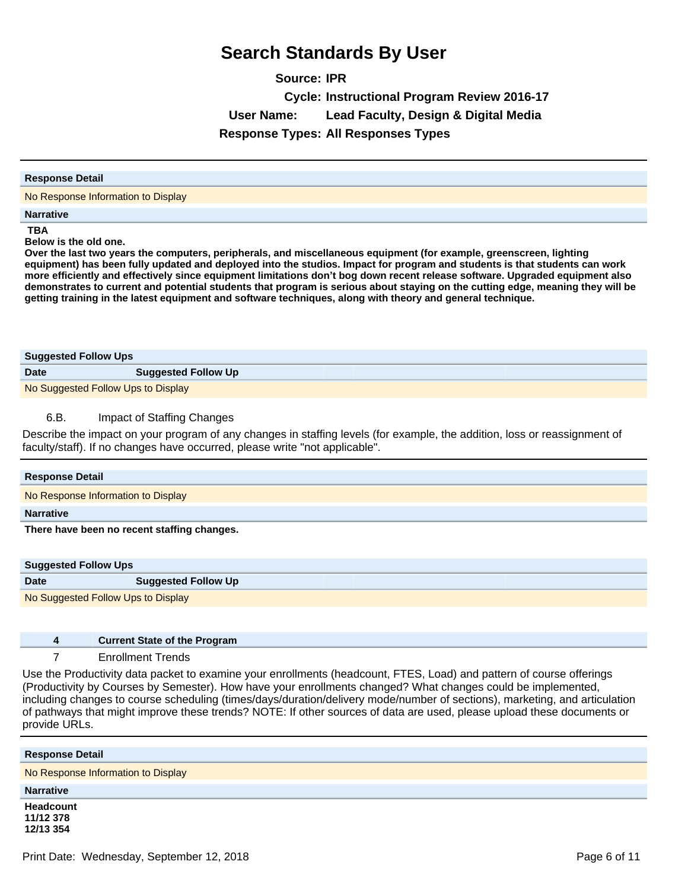# Search Standards By User

**Source:** IPR
**Cycle:** Instructional Program Review 2016-17
**User Name:** Lead Faculty, Design & Digital Media
**Response Types:** All Responses Types

---

**Response Detail**

No Response Information to Display

**Narrative**

**TBA**
**Below is the old one.**
**Over the last two years the computers, peripherals, and miscellaneous equipment (for example, greenscreen, lighting equipment) has been fully updated and deployed into the studios. Impact for program and students is that students can work more efficiently and effectively since equipment limitations don't bog down recent release software. Upgraded equipment also demonstrates to current and potential students that program is serious about staying on the cutting edge, meaning they will be getting training in the latest equipment and software techniques, along with theory and general technique.**

**Suggested Follow Ups**

| Date | Suggested Follow Up |
|---|---|
| No Suggested Follow Ups to Display | |

6.B. Impact of Staffing Changes

Describe the impact on your program of any changes in staffing levels (for example, the addition, loss or reassignment of faculty/staff). If no changes have occurred, please write "not applicable".

**Response Detail**

No Response Information to Display

**Narrative**

**There have been no recent staffing changes.**

**Suggested Follow Ups**

| Date | Suggested Follow Up |
|---|---|
| No Suggested Follow Ups to Display | |

## 4 Current State of the Program

7 Enrollment Trends

Use the Productivity data packet to examine your enrollments (headcount, FTES, Load) and pattern of course offerings (Productivity by Courses by Semester). How have your enrollments changed? What changes could be implemented, including changes to course scheduling (times/days/duration/delivery mode/number of sections), marketing, and articulation of pathways that might improve these trends? NOTE: If other sources of data are used, please upload these documents or provide URLs.

**Response Detail**

No Response Information to Display

**Narrative**

**Headcount**
**11/12 378**
**12/13 354**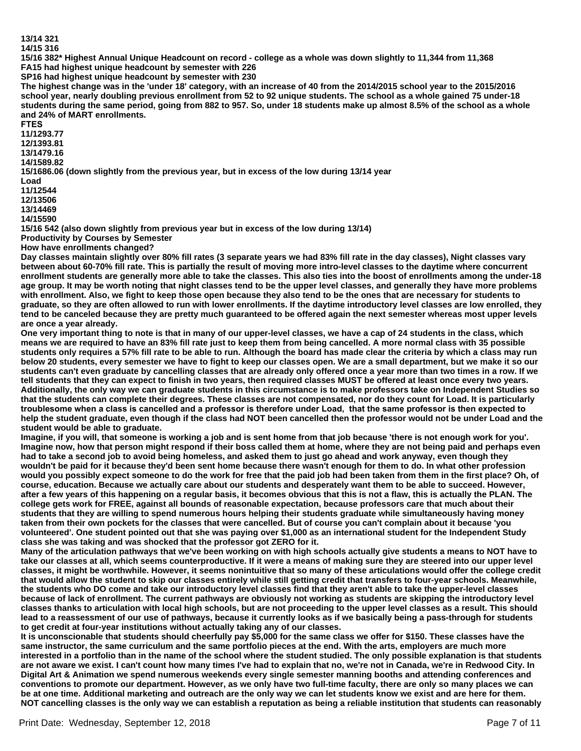**13/14 321**
**14/15 316**
**15/16 382* Highest Annual Unique Headcount on record - college as a whole was down slightly to 11,344 from 11,368**
**FA15 had highest unique headcount by semester with 226**
**SP16 had highest unique headcount by semester with 230**
**The highest change was in the 'under 18' category, with an increase of 40 from the 2014/2015 school year to the 2015/2016 school year, nearly doubling previous enrollment from 52 to 92 unique students. The school as a whole gained 75 under-18 students during the same period, going from 882 to 957. So, under 18 students make up almost 8.5% of the school as a whole and 24% of MART enrollments.**
**FTES**
**11/1293.77**
**12/1393.81**
**13/1479.16**
**14/1589.82**
**15/1686.06 (down slightly from the previous year, but in excess of the low during 13/14 year**
**Load**
**11/12544**
**12/13506**
**13/14469**
**14/15590**
**15/16 542 (also down slightly from previous year but in excess of the low during 13/14)**
**Productivity by Courses by Semester**
**How have enrollments changed?**
**Day classes maintain slightly over 80% fill rates (3 separate years we had 83% fill rate in the day classes), Night classes vary between about 60-70% fill rate. This is partially the result of moving more intro-level classes to the daytime where concurrent enrollment students are generally more able to take the classes. This also ties into the boost of enrollments among the under-18 age group. It may be worth noting that night classes tend to be the upper level classes, and generally they have more problems with enrollment. Also, we fight to keep those open because they also tend to be the ones that are necessary for students to graduate, so they are often allowed to run with lower enrollments. If the daytime introductory level classes are low enrolled, they tend to be canceled because they are pretty much guaranteed to be offered again the next semester whereas most upper levels are once a year already.**
**One very important thing to note is that in many of our upper-level classes, we have a cap of 24 students in the class, which means we are required to have an 83% fill rate just to keep them from being cancelled. A more normal class with 35 possible students only requires a 57% fill rate to be able to run. Although the board has made clear the criteria by which a class may run below 20 students, every semester we have to fight to keep our classes open. We are a small department, but we make it so our students can't even graduate by cancelling classes that are already only offered once a year more than two times in a row. If we tell students that they can expect to finish in two years, then required classes MUST be offered at least once every two years. Additionally, the only way we can graduate students in this circumstance is to make professors take on Independent Studies so that the students can complete their degrees. These classes are not compensated, nor do they count for Load. It is particularly troublesome when a class is cancelled and a professor is therefore under Load, that the same professor is then expected to help the student graduate, even though if the class had NOT been cancelled then the professor would not be under Load and the student would be able to graduate.**
**Imagine, if you will, that someone is working a job and is sent home from that job because 'there is not enough work for you'. Imagine now, how that person might respond if their boss called them at home, where they are not being paid and perhaps even had to take a second job to avoid being homeless, and asked them to just go ahead and work anyway, even though they wouldn't be paid for it because they'd been sent home because there wasn't enough for them to do. In what other profession would you possibly expect someone to do the work for free that the paid job had been taken from them in the first place? Oh, of course, education. Because we actually care about our students and desperately want them to be able to succeed. However, after a few years of this happening on a regular basis, it becomes obvious that this is not a flaw, this is actually the PLAN. The college gets work for FREE, against all bounds of reasonable expectation, because professors care that much about their students that they are willing to spend numerous hours helping their students graduate while simultaneously having money taken from their own pockets for the classes that were cancelled. But of course you can't complain about it because 'you volunteered'. One student pointed out that she was paying over $1,000 as an international student for the Independent Study class she was taking and was shocked that the professor got ZERO for it.**
**Many of the articulation pathways that we've been working on with high schools actually give students a means to NOT have to take our classes at all, which seems counterproductive. If it were a means of making sure they are steered into our upper level classes, it might be worthwhile. However, it seems nonintuitive that so many of these articulations would offer the college credit that would allow the student to skip our classes entirely while still getting credit that transfers to four-year schools. Meanwhile, the students who DO come and take our introductory level classes find that they aren't able to take the upper-level classes because of lack of enrollment. The current pathways are obviously not working as students are skipping the introductory level classes thanks to articulation with local high schools, but are not proceeding to the upper level classes as a result. This should lead to a reassessment of our use of pathways, because it currently looks as if we basically being a pass-through for students to get credit at four-year institutions without actually taking any of our classes.**
**It is unconscionable that students should cheerfully pay $5,000 for the same class we offer for $150. These classes have the same instructor, the same curriculum and the same portfolio pieces at the end. With the arts, employers are much more interested in a portfolio than in the name of the school where the student studied. The only possible explanation is that students are not aware we exist. I can't count how many times I've had to explain that no, we're not in Canada, we're in Redwood City. In Digital Art & Animation we spend numerous weekends every single semester manning booths and attending conferences and conventions to promote our department. However, as we only have two full-time faculty, there are only so many places we can be at one time. Additional marketing and outreach are the only way we can let students know we exist and are here for them. NOT cancelling classes is the only way we can establish a reputation as being a reliable institution that students can reasonably**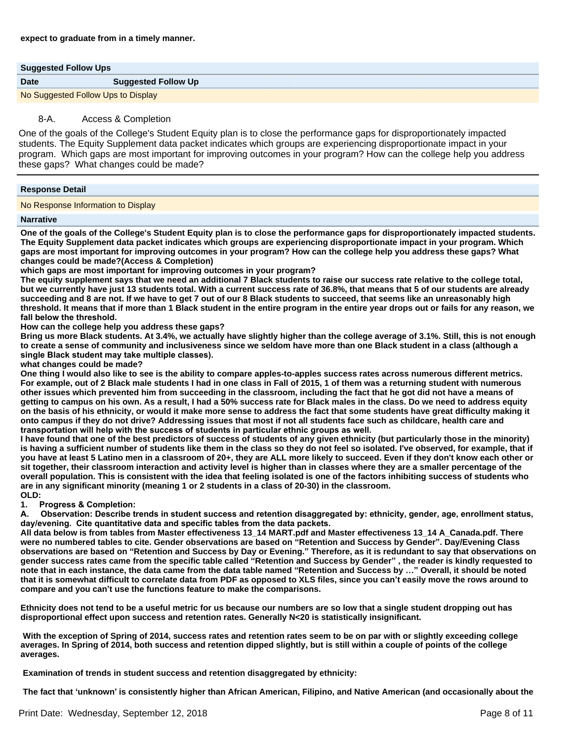**expect to graduate from in a timely manner.**

| Suggested Follow Ups | |
|---|---|
| **Date** | **Suggested Follow Up** |
| No Suggested Follow Ups to Display | |

8-A. Access & Completion

One of the goals of the College's Student Equity plan is to close the performance gaps for disproportionately impacted students. The Equity Supplement data packet indicates which groups are experiencing disproportionate impact in your program. Which gaps are most important for improving outcomes in your program? How can the college help you address these gaps? What changes could be made?

**Response Detail**

No Response Information to Display

**Narrative**

**One of the goals of the College's Student Equity plan is to close the performance gaps for disproportionately impacted students. The Equity Supplement data packet indicates which groups are experiencing disproportionate impact in your program. Which gaps are most important for improving outcomes in your program? How can the college help you address these gaps? What changes could be made?(Access & Completion)**

**which gaps are most important for improving outcomes in your program?**

**The equity supplement says that we need an additional 7 Black students to raise our success rate relative to the college total, but we currently have just 13 students total. With a current success rate of 36.8%, that means that 5 of our students are already succeeding and 8 are not. If we have to get 7 out of our 8 Black students to succeed, that seems like an unreasonably high threshold. It means that if more than 1 Black student in the entire program in the entire year drops out or fails for any reason, we fall below the threshold.**

**How can the college help you address these gaps?**

**Bring us more Black students. At 3.4%, we actually have slightly higher than the college average of 3.1%. Still, this is not enough to create a sense of community and inclusiveness since we seldom have more than one Black student in a class (although a single Black student may take multiple classes).**

**what changes could be made?**

**One thing I would also like to see is the ability to compare apples-to-apples success rates across numerous different metrics. For example, out of 2 Black male students I had in one class in Fall of 2015, 1 of them was a returning student with numerous other issues which prevented him from succeeding in the classroom, including the fact that he got did not have a means of getting to campus on his own. As a result, I had a 50% success rate for Black males in the class. Do we need to address equity on the basis of his ethnicity, or would it make more sense to address the fact that some students have great difficulty making it onto campus if they do not drive? Addressing issues that most if not all students face such as childcare, health care and transportation will help with the success of students in particular ethnic groups as well.**

**I have found that one of the best predictors of success of students of any given ethnicity (but particularly those in the minority) is having a sufficient number of students like them in the class so they do not feel so isolated. I've observed, for example, that if you have at least 5 Latino men in a classroom of 20+, they are ALL more likely to succeed. Even if they don't know each other or sit together, their classroom interaction and activity level is higher than in classes where they are a smaller percentage of the overall population. This is consistent with the idea that feeling isolated is one of the factors inhibiting success of students who are in any significant minority (meaning 1 or 2 students in a class of 20-30) in the classroom.**

**OLD:**

**1. Progress & Completion:**

**A. Observation: Describe trends in student success and retention disaggregated by: ethnicity, gender, age, enrollment status, day/evening. Cite quantitative data and specific tables from the data packets.**

**All data below is from tables from Master effectiveness 13_14 MART.pdf and Master effectiveness 13_14 A_Canada.pdf. There were no numbered tables to cite. Gender observations are based on "Retention and Success by Gender". Day/Evening Class observations are based on "Retention and Success by Day or Evening." Therefore, as it is redundant to say that observations on gender success rates came from the specific table called "Retention and Success by Gender" , the reader is kindly requested to note that in each instance, the data came from the data table named "Retention and Success by …" Overall, it should be noted that it is somewhat difficult to correlate data from PDF as opposed to XLS files, since you can't easily move the rows around to compare and you can't use the functions feature to make the comparisons.**

**Ethnicity does not tend to be a useful metric for us because our numbers are so low that a single student dropping out has disproportional effect upon success and retention rates. Generally N<20 is statistically insignificant.**

**With the exception of Spring of 2014, success rates and retention rates seem to be on par with or slightly exceeding college averages. In Spring of 2014, both success and retention dipped slightly, but is still within a couple of points of the college averages.**

**Examination of trends in student success and retention disaggregated by ethnicity:**

**The fact that 'unknown' is consistently higher than African American, Filipino, and Native American (and occasionally about the**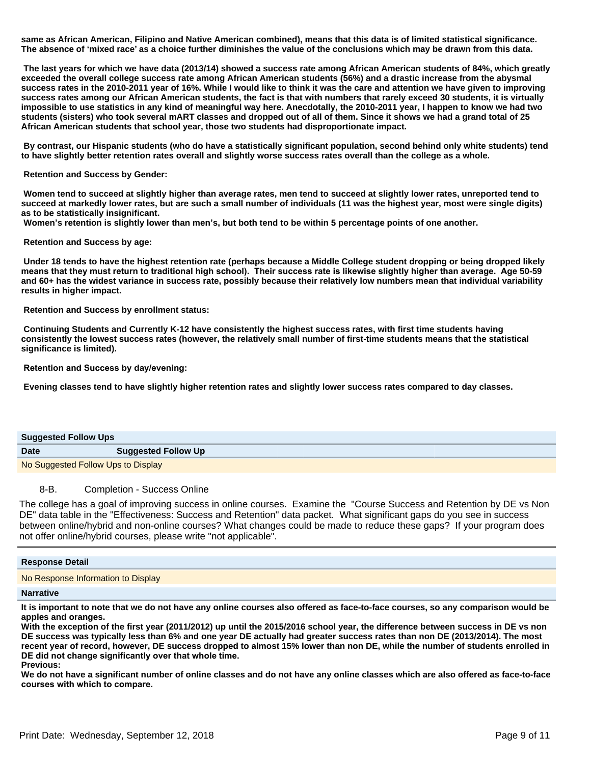**same as African American, Filipino and Native American combined), means that this data is of limited statistical significance. The absence of 'mixed race' as a choice further diminishes the value of the conclusions which may be drawn from this data.**

**The last years for which we have data (2013/14) showed a success rate among African American students of 84%, which greatly exceeded the overall college success rate among African American students (56%) and a drastic increase from the abysmal success rates in the 2010-2011 year of 16%. While I would like to think it was the care and attention we have given to improving success rates among our African American students, the fact is that with numbers that rarely exceed 30 students, it is virtually impossible to use statistics in any kind of meaningful way here. Anecdotally, the 2010-2011 year, I happen to know we had two students (sisters) who took several mART classes and dropped out of all of them. Since it shows we had a grand total of 25 African American students that school year, those two students had disproportionate impact.**

**By contrast, our Hispanic students (who do have a statistically significant population, second behind only white students) tend to have slightly better retention rates overall and slightly worse success rates overall than the college as a whole.**

**Retention and Success by Gender:**

**Women tend to succeed at slightly higher than average rates, men tend to succeed at slightly lower rates, unreported tend to succeed at markedly lower rates, but are such a small number of individuals (11 was the highest year, most were single digits) as to be statistically insignificant.**
**Women's retention is slightly lower than men's, but both tend to be within 5 percentage points of one another.**

**Retention and Success by age:**

**Under 18 tends to have the highest retention rate (perhaps because a Middle College student dropping or being dropped likely means that they must return to traditional high school). Their success rate is likewise slightly higher than average. Age 50-59 and 60+ has the widest variance in success rate, possibly because their relatively low numbers mean that individual variability results in higher impact.**

**Retention and Success by enrollment status:**

**Continuing Students and Currently K-12 have consistently the highest success rates, with first time students having consistently the lowest success rates (however, the relatively small number of first-time students means that the statistical significance is limited).**

**Retention and Success by day/evening:**

**Evening classes tend to have slightly higher retention rates and slightly lower success rates compared to day classes.**

| Suggested Follow Ups | |
|---|---|
| **Date** | **Suggested Follow Up** |
| No Suggested Follow Ups to Display | |

### 8-B. Completion - Success Online

The college has a goal of improving success in online courses. Examine the "Course Success and Retention by DE vs Non DE" data table in the "Effectiveness: Success and Retention" data packet. What significant gaps do you see in success between online/hybrid and non-online courses? What changes could be made to reduce these gaps? If your program does not offer online/hybrid courses, please write "not applicable".

| Response Detail |
|---|
| No Response Information to Display |

**Narrative**

**It is important to note that we do not have any online courses also offered as face-to-face courses, so any comparison would be apples and oranges.**
**With the exception of the first year (2011/2012) up until the 2015/2016 school year, the difference between success in DE vs non DE success was typically less than 6% and one year DE actually had greater success rates than non DE (2013/2014). The most recent year of record, however, DE success dropped to almost 15% lower than non DE, while the number of students enrolled in DE did not change significantly over that whole time.**
**Previous:**
**We do not have a significant number of online classes and do not have any online classes which are also offered as face-to-face courses with which to compare.**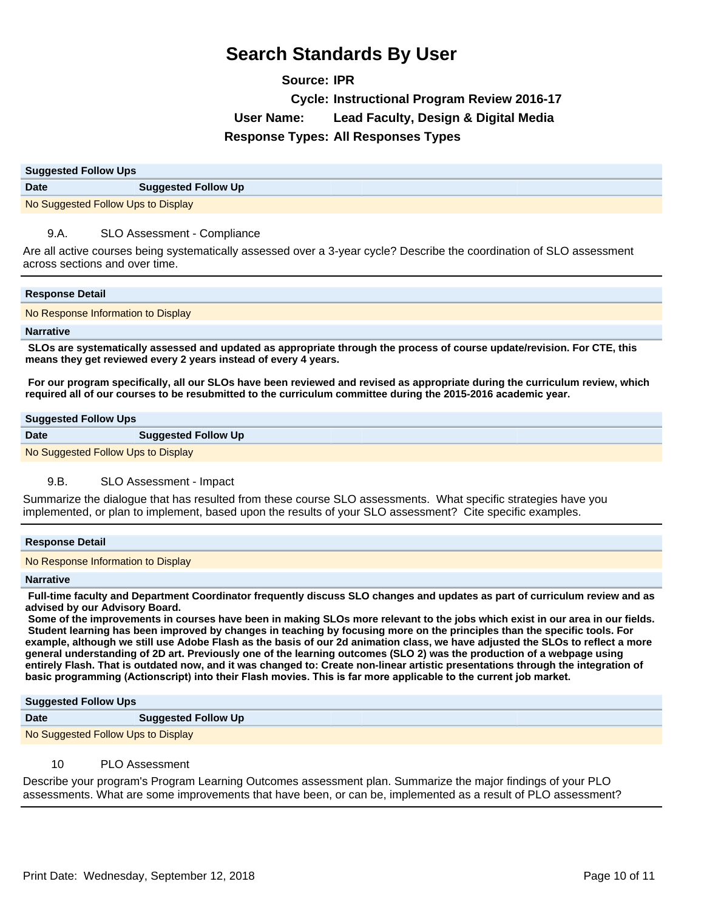# Search Standards By User

**Source:** IPR

**Cycle:** Instructional Program Review 2016-17

**User Name:** Lead Faculty, Design & Digital Media

**Response Types:** All Responses Types

| Suggested Follow Ups | |
|---|---|
| **Date** | **Suggested Follow Up** |
| No Suggested Follow Ups to Display | |

### 9.A. SLO Assessment - Compliance

Are all active courses being systematically assessed over a 3-year cycle? Describe the coordination of SLO assessment across sections and over time.

**Response Detail**

No Response Information to Display

**Narrative**

**SLOs are systematically assessed and updated as appropriate through the process of course update/revision. For CTE, this means they get reviewed every 2 years instead of every 4 years.**

**For our program specifically, all our SLOs have been reviewed and revised as appropriate during the curriculum review, which required all of our courses to be resubmitted to the curriculum committee during the 2015-2016 academic year.**

| Suggested Follow Ups | |
|---|---|
| **Date** | **Suggested Follow Up** |
| No Suggested Follow Ups to Display | |

### 9.B. SLO Assessment - Impact

Summarize the dialogue that has resulted from these course SLO assessments. What specific strategies have you implemented, or plan to implement, based upon the results of your SLO assessment? Cite specific examples.

**Response Detail**

No Response Information to Display

**Narrative**

**Full-time faculty and Department Coordinator frequently discuss SLO changes and updates as part of curriculum review and as advised by our Advisory Board.**
**Some of the improvements in courses have been in making SLOs more relevant to the jobs which exist in our area in our fields.**
**Student learning has been improved by changes in teaching by focusing more on the principles than the specific tools. For example, although we still use Adobe Flash as the basis of our 2d animation class, we have adjusted the SLOs to reflect a more general understanding of 2D art. Previously one of the learning outcomes (SLO 2) was the production of a webpage using entirely Flash. That is outdated now, and it was changed to: Create non-linear artistic presentations through the integration of basic programming (Actionscript) into their Flash movies. This is far more applicable to the current job market.**

| Suggested Follow Ups | |
|---|---|
| **Date** | **Suggested Follow Up** |
| No Suggested Follow Ups to Display | |

### 10 PLO Assessment

Describe your program's Program Learning Outcomes assessment plan. Summarize the major findings of your PLO assessments. What are some improvements that have been, or can be, implemented as a result of PLO assessment?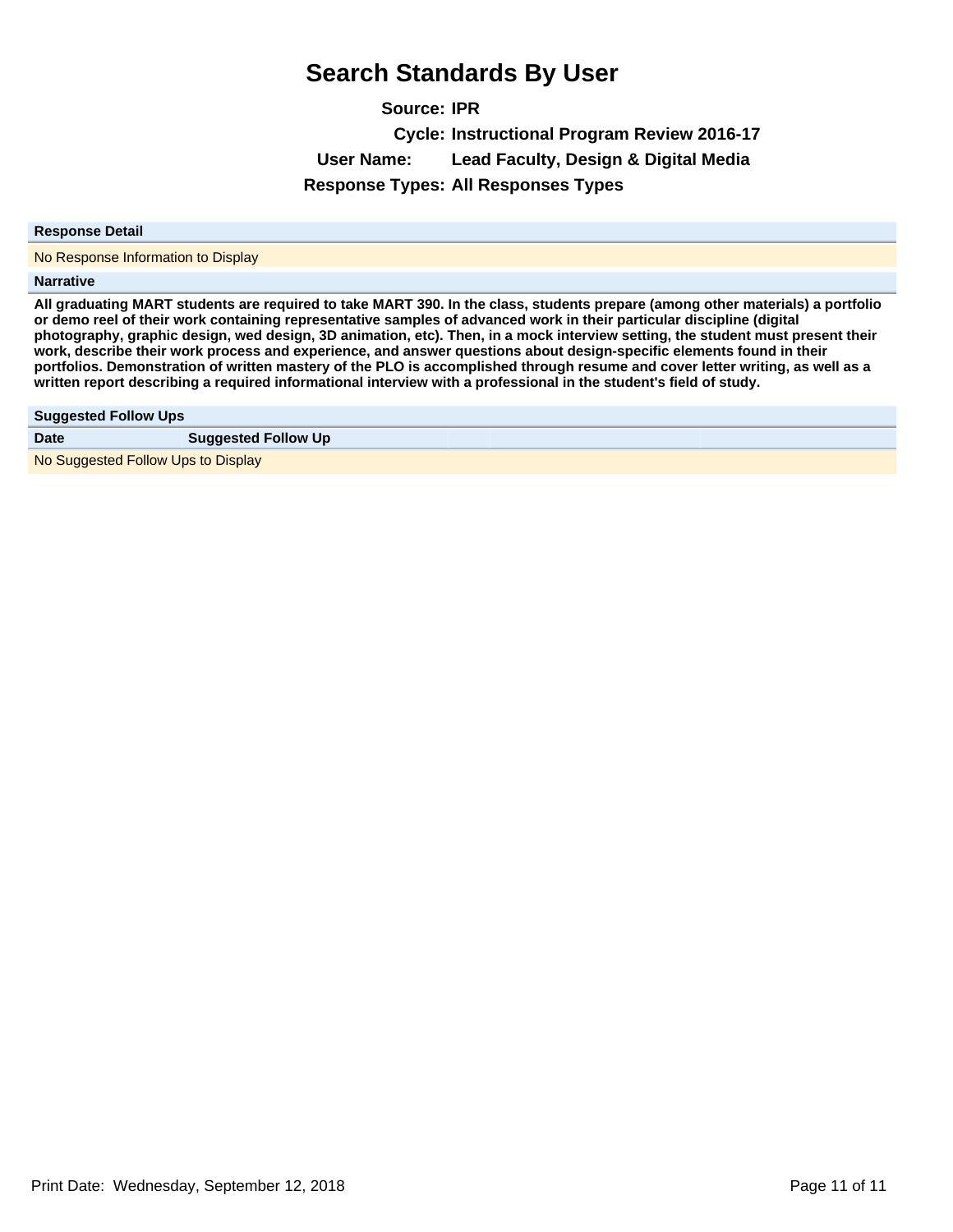# Search Standards By User

**Source:** IPR

**Cycle:** Instructional Program Review 2016-17

**User Name:** Lead Faculty, Design & Digital Media

**Response Types:** All Responses Types

| Response Detail |
|---|
| No Response Information to Display |

**Narrative**

**All graduating MART students are required to take MART 390. In the class, students prepare (among other materials) a portfolio or demo reel of their work containing representative samples of advanced work in their particular discipline (digital photography, graphic design, wed design, 3D animation, etc). Then, in a mock interview setting, the student must present their work, describe their work process and experience, and answer questions about design-specific elements found in their portfolios. Demonstration of written mastery of the PLO is accomplished through resume and cover letter writing, as well as a written report describing a required informational interview with a professional in the student's field of study.**

**Suggested Follow Ups**

| Date | Suggested Follow Up |
|---|---|
| No Suggested Follow Ups to Display | |